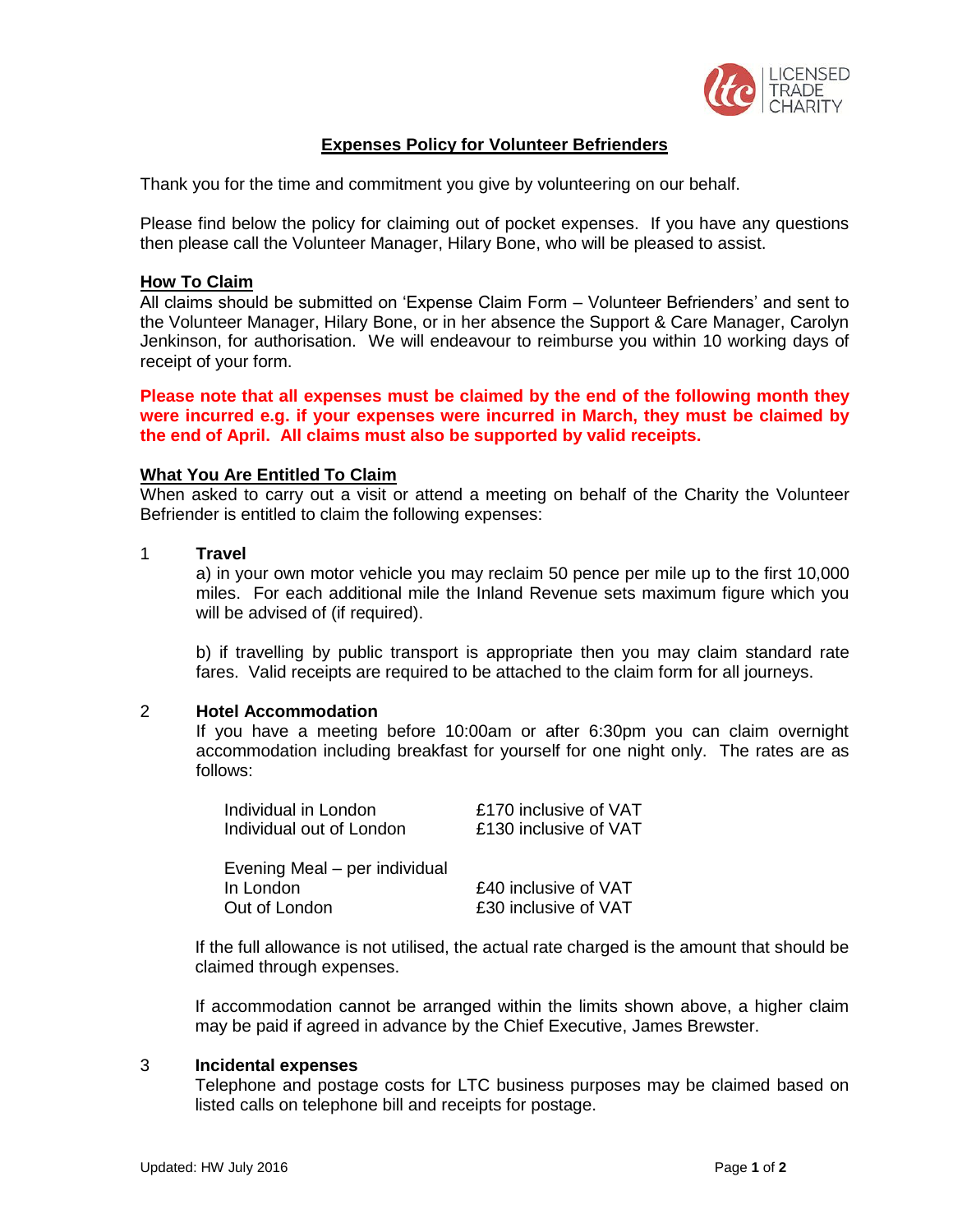# Expenses Policy for Volunteer Befrienders

Thank you for the time and commitment you give by volunteering on our behalf.

Please find below the policy for claiming out of pocket expenses. If you have any questions then please call the Volunteer Manager, Hilary Bone, who will be pleased to assist.

## How To Claim

All claims should be submitted on 'Expense Claim Form – Volunteer Befrienders' and sent to the Volunteer Manager, Hilary Bone, or in her absence the Support & Care Manager, Carolyn Jenkinson, for authorisation. We will endeavour to reimburse you within 10 working days of receipt of your form.

**Please note that all expenses must be claimed by the end of the following month they were incurred e.g. if your expenses were incurred in March, they must be claimed by the end of April. All claims must also be supported by valid receipts.**

## What You Are Entitled To Claim

When asked to carry out a visit or attend a meeting on behalf of the Charity the Volunteer Befriender is entitled to claim the following expenses:

### 1 Travel

a) in your own motor vehicle you may reclaim 50 pence per mile up to the first 10,000 miles. For each additional mile the Inland Revenue sets maximum figure which you will be advised of (if required).

b) if travelling by public transport is appropriate then you may claim standard rate fares. Valid receipts are required to be attached to the claim form for all journeys.

### 2 Hotel Accommodation

If you have a meeting before 10:00am or after 6:30pm you can claim overnight accommodation including breakfast for yourself for one night only. The rates are as follows:

| | |
|---|---|
| Individual in London | £170 inclusive of VAT |
| Individual out of London | £130 inclusive of VAT |
| | |
| Evening Meal – per individual | |
| In London | £40 inclusive of VAT |
| Out of London | £30 inclusive of VAT |

If the full allowance is not utilised, the actual rate charged is the amount that should be claimed through expenses.

If accommodation cannot be arranged within the limits shown above, a higher claim may be paid if agreed in advance by the Chief Executive, James Brewster.

### 3 Incidental expenses

Telephone and postage costs for LTC business purposes may be claimed based on listed calls on telephone bill and receipts for postage.

Updated: HW July 2016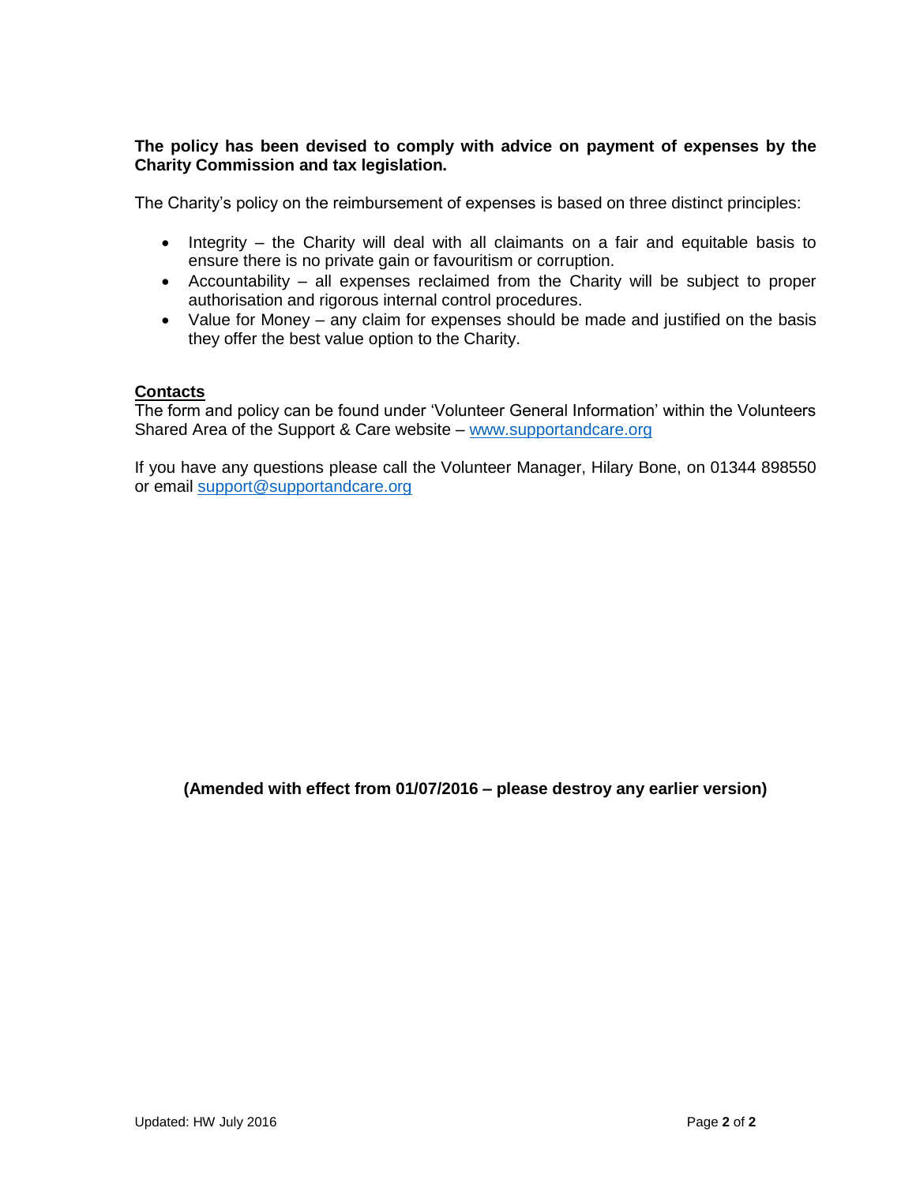**The policy has been devised to comply with advice on payment of expenses by the Charity Commission and tax legislation.**

The Charity's policy on the reimbursement of expenses is based on three distinct principles:

- Integrity – the Charity will deal with all claimants on a fair and equitable basis to ensure there is no private gain or favouritism or corruption.
- Accountability – all expenses reclaimed from the Charity will be subject to proper authorisation and rigorous internal control procedures.
- Value for Money – any claim for expenses should be made and justified on the basis they offer the best value option to the Charity.

**Contacts**

The form and policy can be found under 'Volunteer General Information' within the Volunteers Shared Area of the Support & Care website – [www.supportandcare.org](http://www.supportandcare.org)

If you have any questions please call the Volunteer Manager, Hilary Bone, on 01344 898550 or email [support@supportandcare.org](mailto:support@supportandcare.org)

**(Amended with effect from 01/07/2016 – please destroy any earlier version)**

Updated: HW July 2016